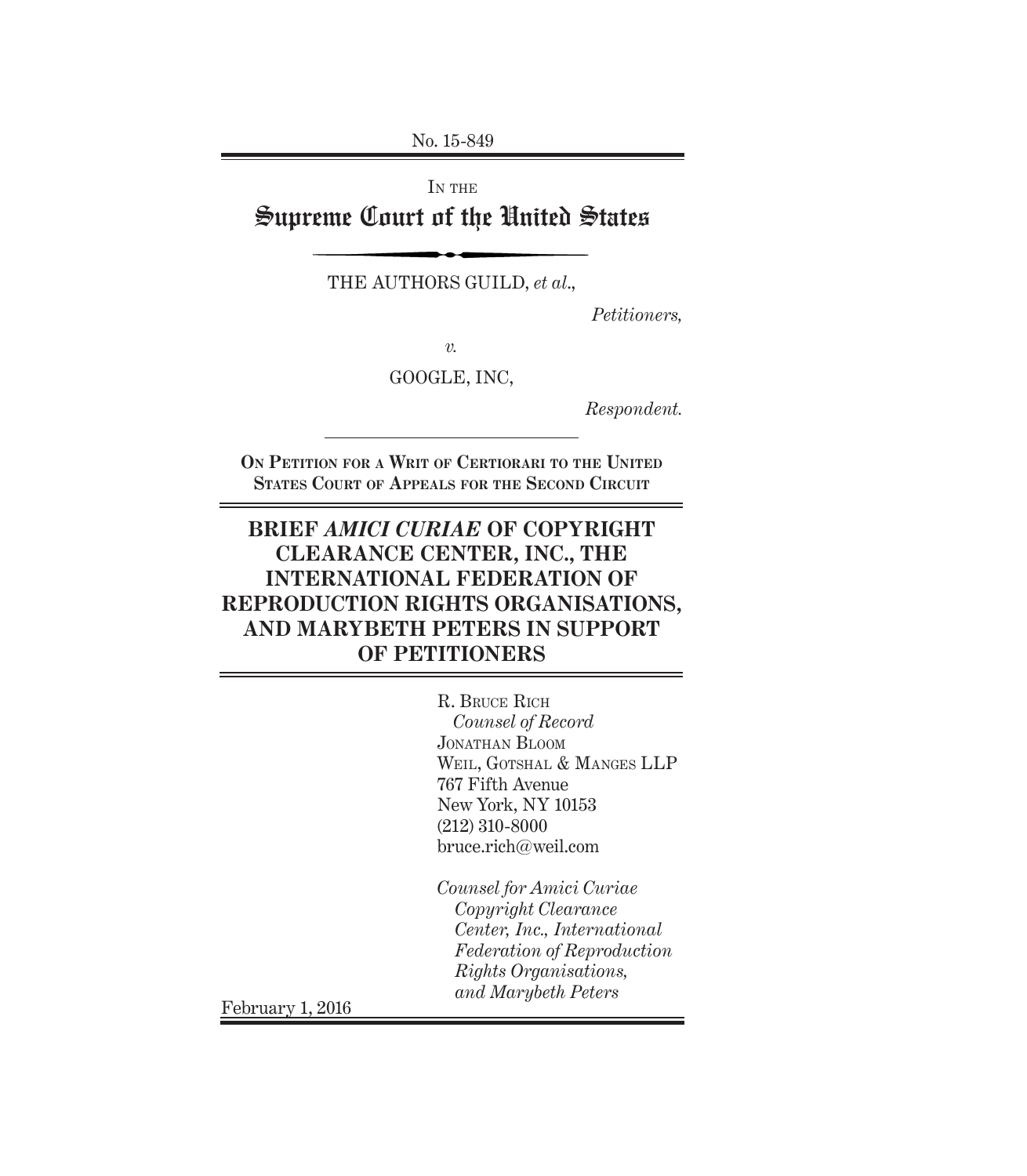No. 15-849

IN THE

# Supreme Court of the United States

THE AUTHORS GUILD, *et al*.,

*Petitioners,*

*v.*

GOOGLE, INC,

*Respondent.*

ON PETITION FOR A WRIT OF CERTIORARI TO THE UNITED STATES COURT OF APPEALS FOR THE SECOND CIRCUIT

## BRIEF *AMICI CURIAE* OF COPYRIGHT CLEARANCE CENTER, INC., THE INTERNATIONAL FEDERATION OF REPRODUCTION RIGHTS ORGANISATIONS, AND MARYBETH PETERS IN SUPPORT OF PETITIONERS

R. BRUCE RICH
*Counsel of Record*
JONATHAN BLOOM
WEIL, GOTSHAL & MANGES LLP
767 Fifth Avenue
New York, NY 10153
(212) 310-8000
bruce.rich@weil.com

*Counsel for Amici Curiae Copyright Clearance Center, Inc., International Federation of Reproduction Rights Organisations, and Marybeth Peters*

February 1, 2016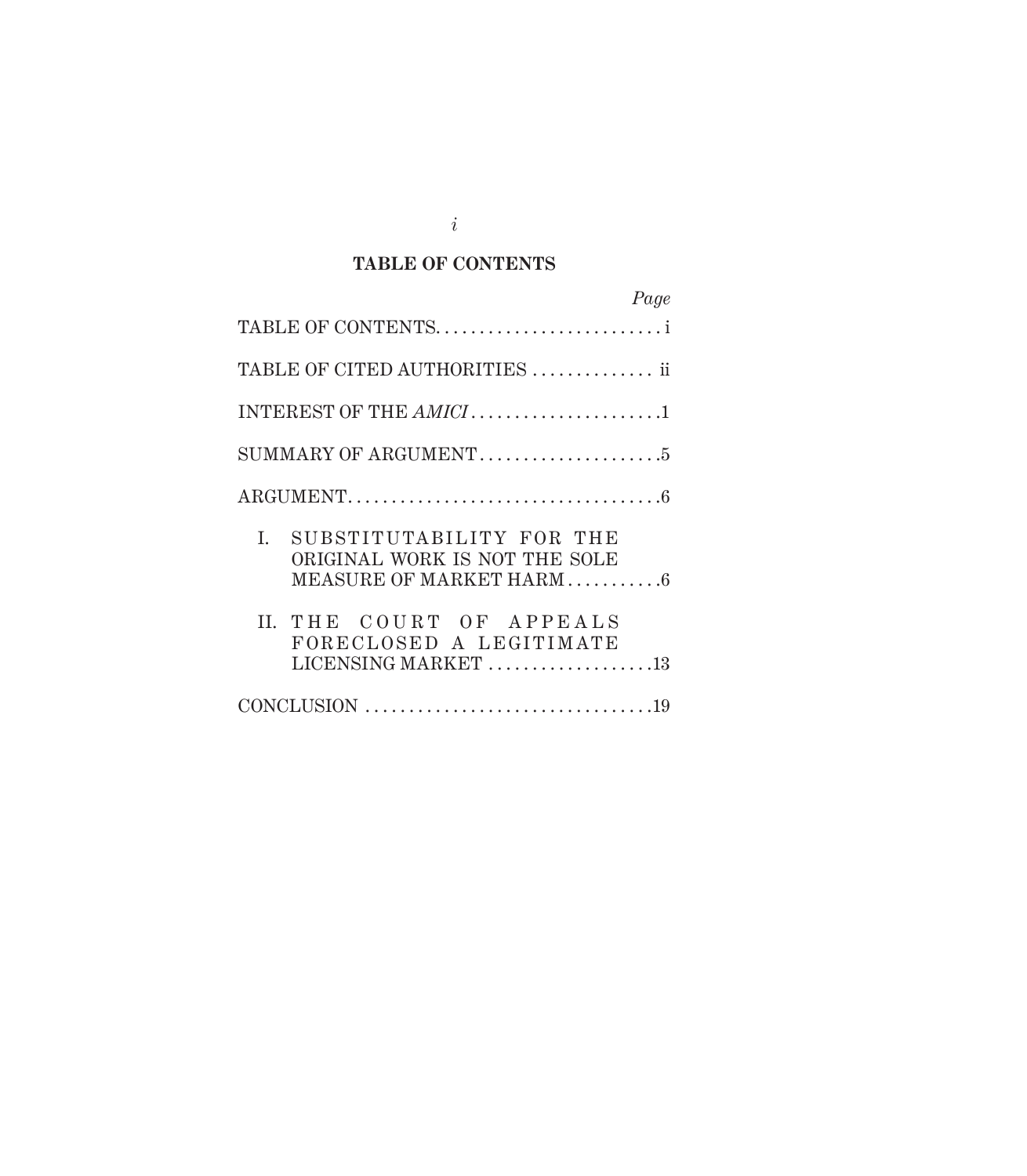## TABLE OF CONTENTS

| | Page |
|---|---|
| TABLE OF CONTENTS | i |
| TABLE OF CITED AUTHORITIES | ii |
| INTEREST OF THE *AMICI* | 1 |
| SUMMARY OF ARGUMENT | 5 |
| ARGUMENT | 6 |
| I. SUBSTITUTABILITY FOR THE ORIGINAL WORK IS NOT THE SOLE MEASURE OF MARKET HARM | 6 |
| II. THE COURT OF APPEALS FORECLOSED A LEGITIMATE LICENSING MARKET | 13 |
| CONCLUSION | 19 |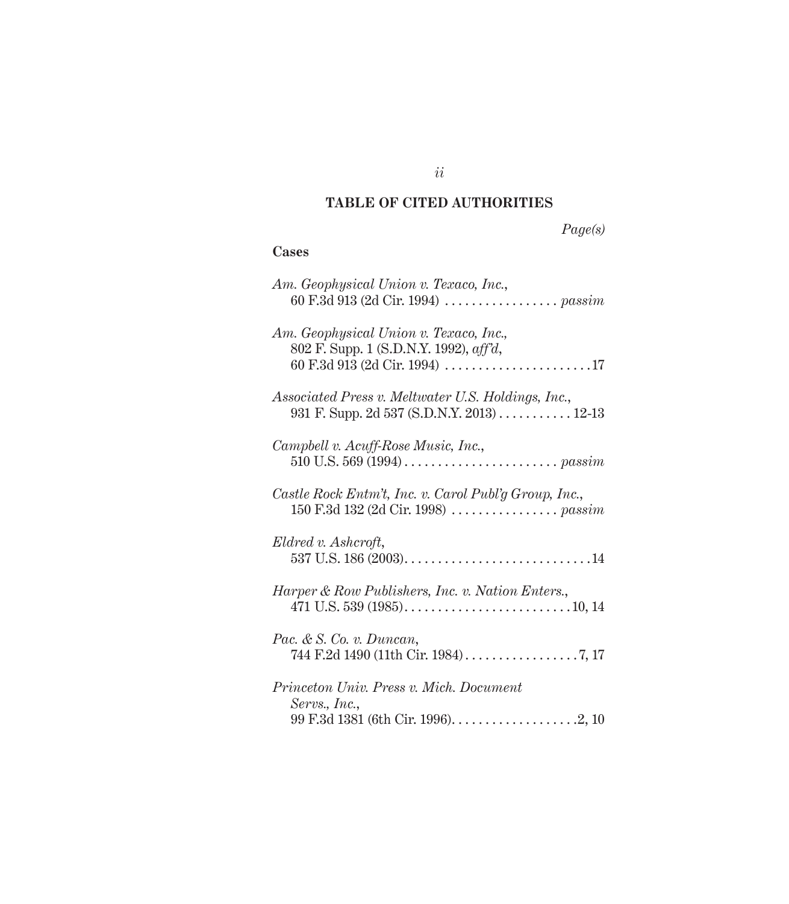## TABLE OF CITED AUTHORITIES

*Page(s)*

### Cases

*Am. Geophysical Union v. Texaco, Inc.*,
60 F.3d 913 (2d Cir. 1994) . . . . . . . . . . . . . . . . . *passim*

*Am. Geophysical Union v. Texaco, Inc.*,
802 F. Supp. 1 (S.D.N.Y. 1992), *aff'd*,
60 F.3d 913 (2d Cir. 1994) . . . . . . . . . . . . . . . . . . . . . .17

*Associated Press v. Meltwater U.S. Holdings, Inc.*,
931 F. Supp. 2d 537 (S.D.N.Y. 2013) . . . . . . . . . . . 12-13

*Campbell v. Acuff-Rose Music, Inc.*,
510 U.S. 569 (1994) . . . . . . . . . . . . . . . . . . . . . . . *passim*

*Castle Rock Entm't, Inc. v. Carol Publ'g Group, Inc.*,
150 F.3d 132 (2d Cir. 1998) . . . . . . . . . . . . . . . . *passim*

*Eldred v. Ashcroft*,
537 U.S. 186 (2003). . . . . . . . . . . . . . . . . . . . . . . . . . . .14

*Harper & Row Publishers, Inc. v. Nation Enters.*,
471 U.S. 539 (1985). . . . . . . . . . . . . . . . . . . . . . . . .10, 14

*Pac. & S. Co. v. Duncan*,
744 F.2d 1490 (11th Cir. 1984) . . . . . . . . . . . . . . . . .7, 17

*Princeton Univ. Press v. Mich. Document Servs., Inc.*,
99 F.3d 1381 (6th Cir. 1996). . . . . . . . . . . . . . . . . . .2, 10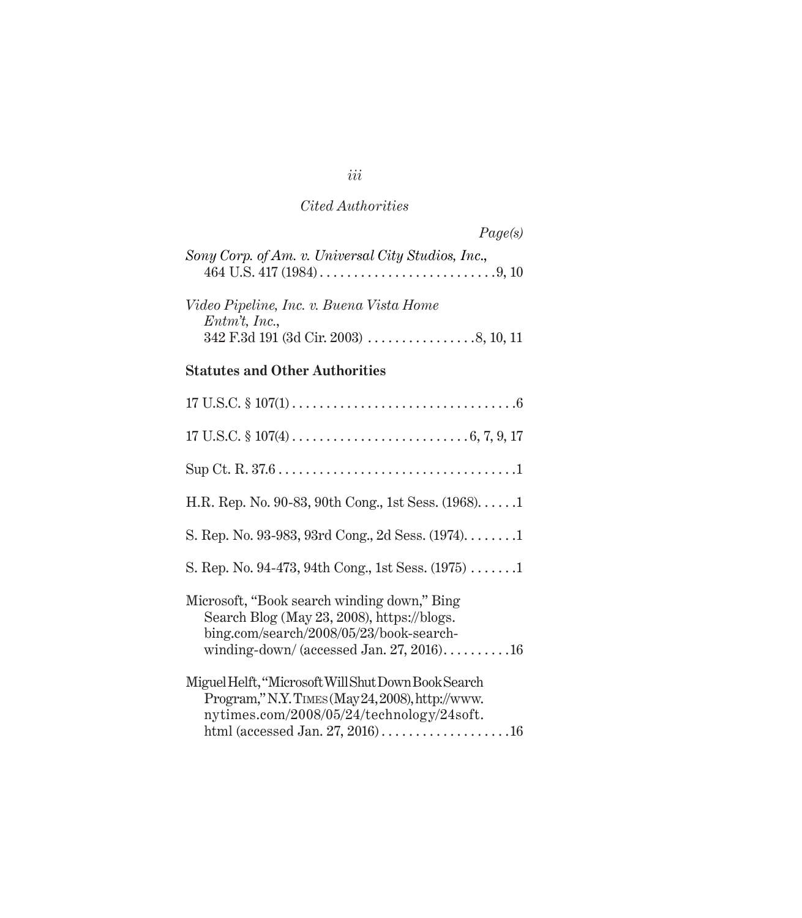*Cited Authorities*

*Page(s)*

*Sony Corp. of Am. v. Universal City Studios, Inc.*,
464 U.S. 417 (1984) . . . . . . . . . . . . . . . . . . . . . . . . . .9, 10

*Video Pipeline, Inc. v. Buena Vista Home Entm't, Inc.*,
342 F.3d 191 (3d Cir. 2003) . . . . . . . . . . . . . . . .8, 10, 11

**Statutes and Other Authorities**

17 U.S.C. § 107(1) . . . . . . . . . . . . . . . . . . . . . . . . . . . . . . . . .6

17 U.S.C. § 107(4) . . . . . . . . . . . . . . . . . . . . . . . . . . 6, 7, 9, 17

Sup Ct. R. 37.6 . . . . . . . . . . . . . . . . . . . . . . . . . . . . . . . . . . .1

H.R. Rep. No. 90-83, 90th Cong., 1st Sess. (1968). . . . . .1

S. Rep. No. 93-983, 93rd Cong., 2d Sess. (1974). . . . . . . .1

S. Rep. No. 94-473, 94th Cong., 1st Sess. (1975) . . . . . . .1

Microsoft, "Book search winding down," Bing Search Blog (May 23, 2008), https://blogs.bing.com/search/2008/05/23/book-search-winding-down/ (accessed Jan. 27, 2016). . . . . . . . . .16

Miguel Helft, "Microsoft Will Shut Down Book Search Program," N.Y. Times (May 24, 2008), http://www.nytimes.com/2008/05/24/technology/24soft.html (accessed Jan. 27, 2016) . . . . . . . . . . . . . . . . . . .16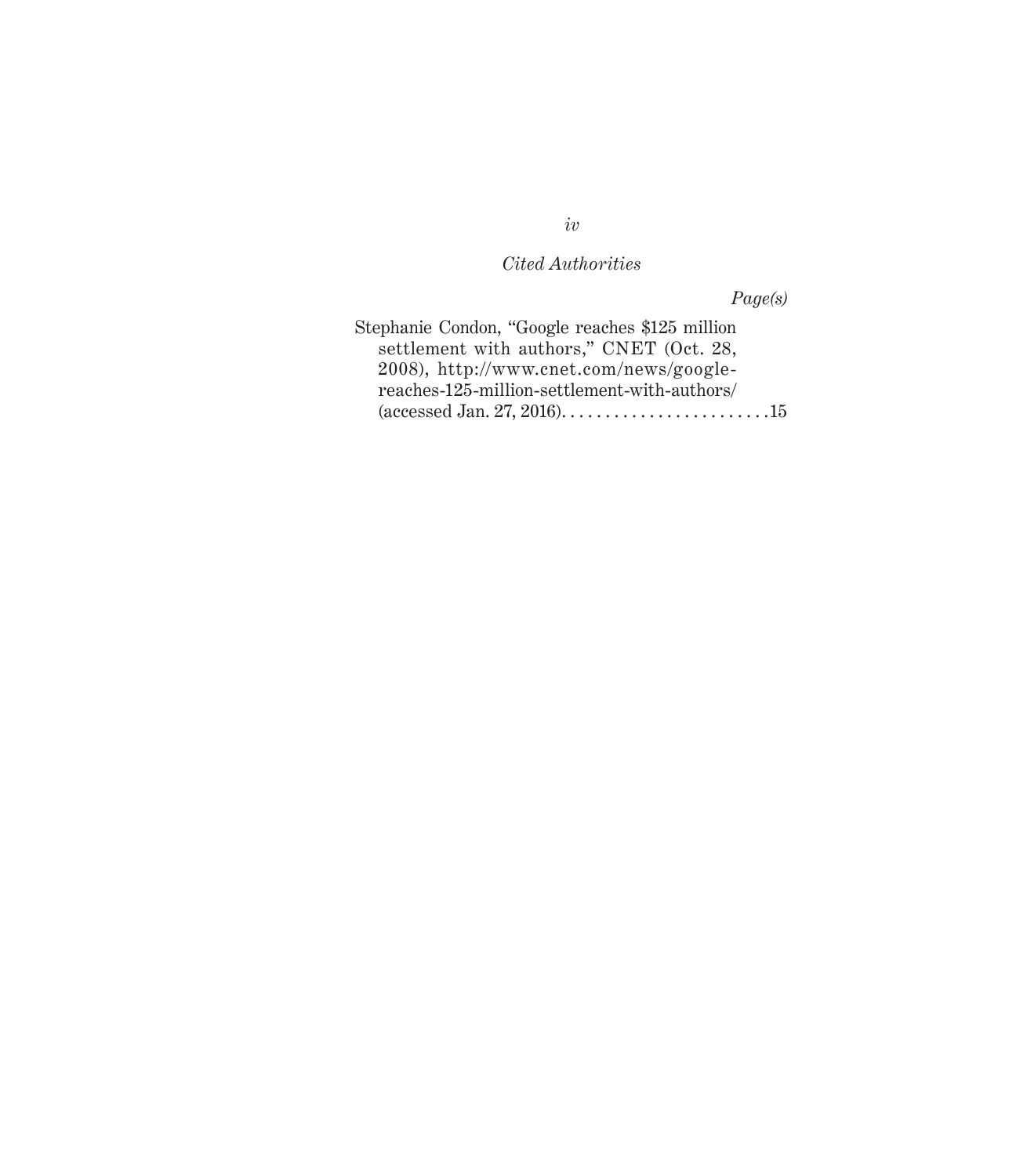*Cited Authorities*

*Page(s)*

Stephanie Condon, "Google reaches $125 million settlement with authors," CNET (Oct. 28, 2008), http://www.cnet.com/news/google-reaches-125-million-settlement-with-authors/ (accessed Jan. 27, 2016). . . . . . . . . . . . . . . . . . . . . . . .15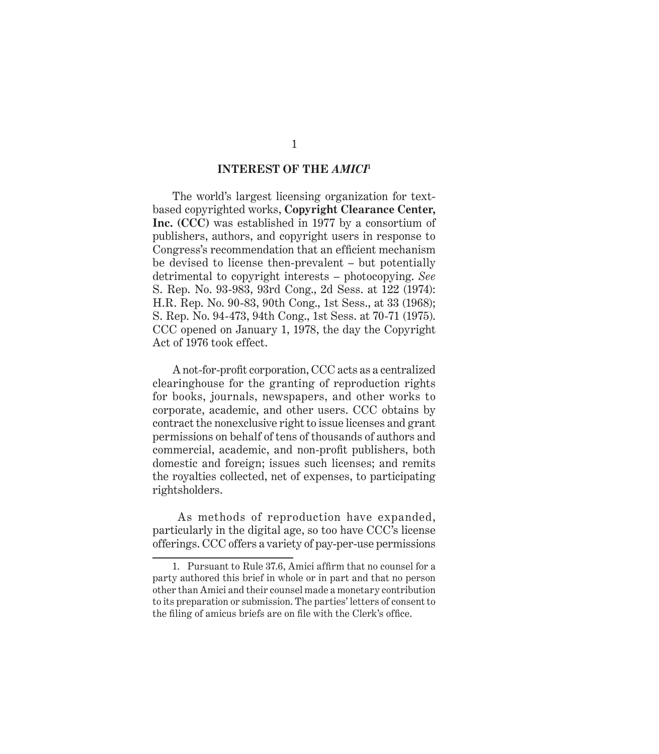## INTEREST OF THE *AMICI*[1]

The world's largest licensing organization for text-based copyrighted works, **Copyright Clearance Center, Inc. (CCC)** was established in 1977 by a consortium of publishers, authors, and copyright users in response to Congress's recommendation that an efficient mechanism be devised to license then-prevalent – but potentially detrimental to copyright interests – photocopying. *See* S. Rep. No. 93-983, 93rd Cong., 2d Sess. at 122 (1974): H.R. Rep. No. 90-83, 90th Cong., 1st Sess., at 33 (1968); S. Rep. No. 94-473, 94th Cong., 1st Sess. at 70-71 (1975). CCC opened on January 1, 1978, the day the Copyright Act of 1976 took effect.

A not-for-profit corporation, CCC acts as a centralized clearinghouse for the granting of reproduction rights for books, journals, newspapers, and other works to corporate, academic, and other users. CCC obtains by contract the nonexclusive right to issue licenses and grant permissions on behalf of tens of thousands of authors and commercial, academic, and non-profit publishers, both domestic and foreign; issues such licenses; and remits the royalties collected, net of expenses, to participating rightsholders.

As methods of reproduction have expanded, particularly in the digital age, so too have CCC's license offerings. CCC offers a variety of pay-per-use permissions

---

1. Pursuant to Rule 37.6, Amici affirm that no counsel for a party authored this brief in whole or in part and that no person other than Amici and their counsel made a monetary contribution to its preparation or submission. The parties' letters of consent to the filing of amicus briefs are on file with the Clerk's office.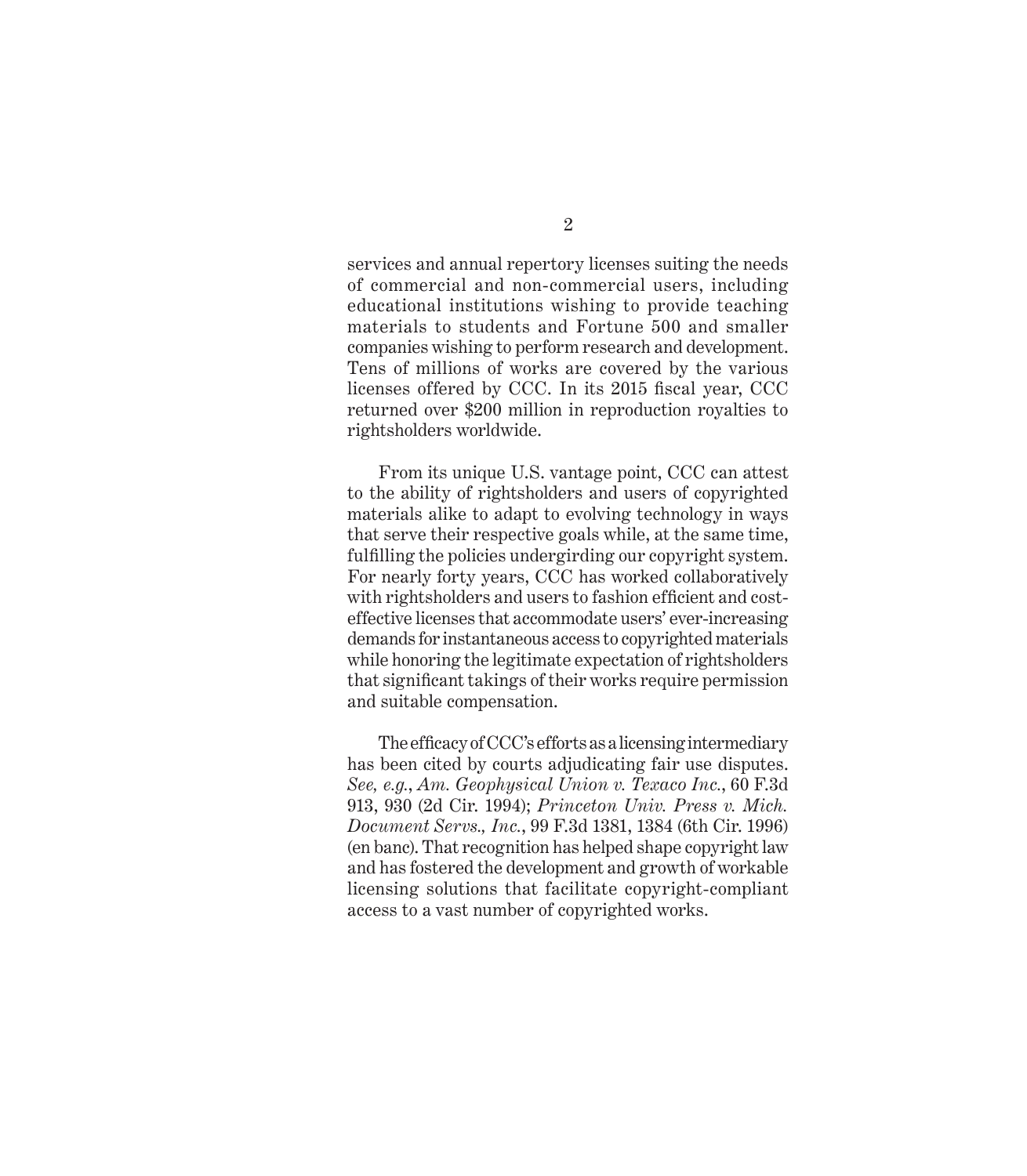services and annual repertory licenses suiting the needs of commercial and non-commercial users, including educational institutions wishing to provide teaching materials to students and Fortune 500 and smaller companies wishing to perform research and development. Tens of millions of works are covered by the various licenses offered by CCC. In its 2015 fiscal year, CCC returned over $200 million in reproduction royalties to rightsholders worldwide.

From its unique U.S. vantage point, CCC can attest to the ability of rightsholders and users of copyrighted materials alike to adapt to evolving technology in ways that serve their respective goals while, at the same time, fulfilling the policies undergirding our copyright system. For nearly forty years, CCC has worked collaboratively with rightsholders and users to fashion efficient and cost-effective licenses that accommodate users' ever-increasing demands for instantaneous access to copyrighted materials while honoring the legitimate expectation of rightsholders that significant takings of their works require permission and suitable compensation.

The efficacy of CCC's efforts as a licensing intermediary has been cited by courts adjudicating fair use disputes. *See, e.g.*, *Am. Geophysical Union v. Texaco Inc.*, 60 F.3d 913, 930 (2d Cir. 1994); *Princeton Univ. Press v. Mich. Document Servs., Inc.*, 99 F.3d 1381, 1384 (6th Cir. 1996) (en banc). That recognition has helped shape copyright law and has fostered the development and growth of workable licensing solutions that facilitate copyright-compliant access to a vast number of copyrighted works.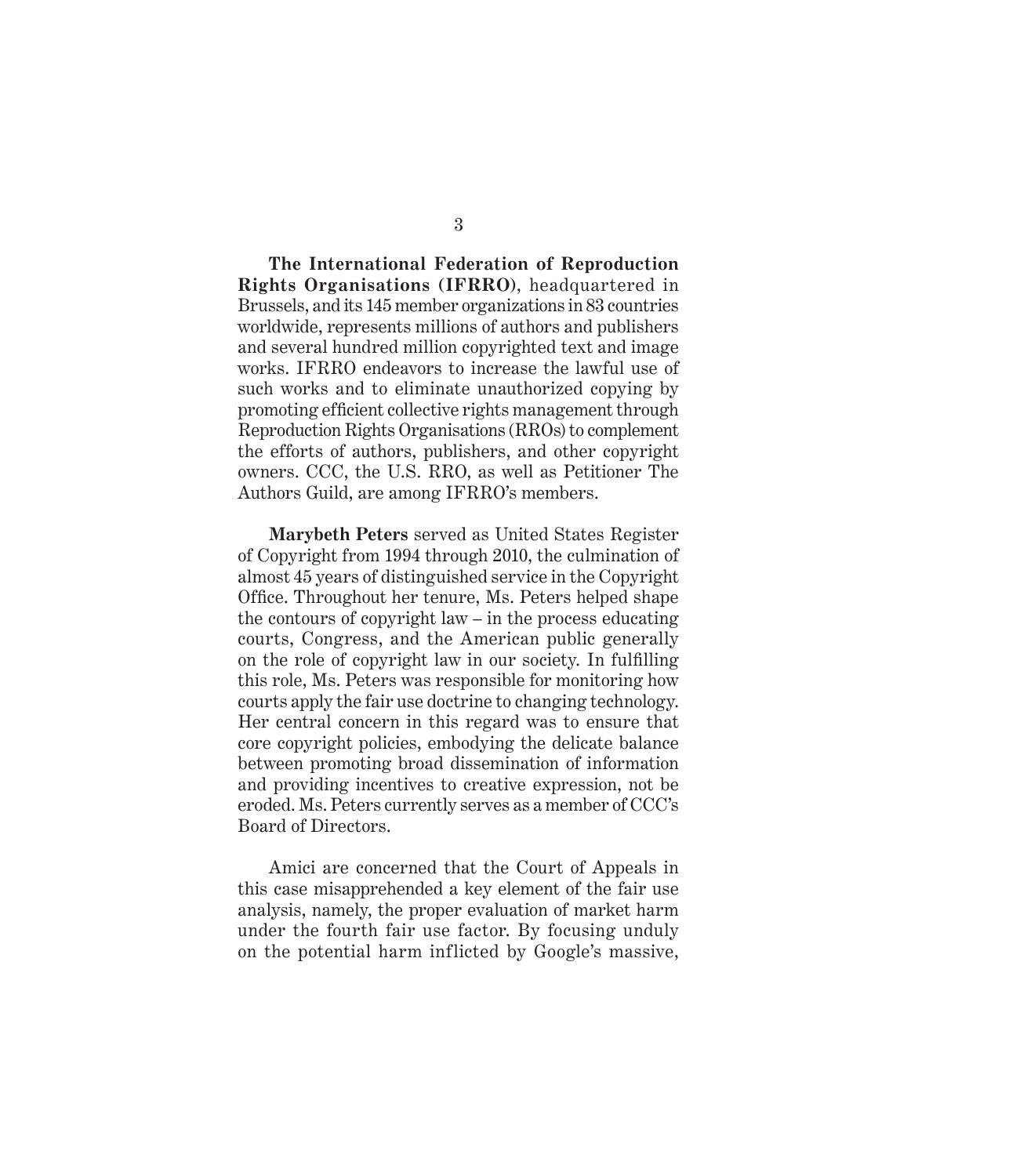**The International Federation of Reproduction Rights Organisations (IFRRO)**, headquartered in Brussels, and its 145 member organizations in 83 countries worldwide, represents millions of authors and publishers and several hundred million copyrighted text and image works. IFRRO endeavors to increase the lawful use of such works and to eliminate unauthorized copying by promoting efficient collective rights management through Reproduction Rights Organisations (RROs) to complement the efforts of authors, publishers, and other copyright owners. CCC, the U.S. RRO, as well as Petitioner The Authors Guild, are among IFRRO's members.

**Marybeth Peters** served as United States Register of Copyright from 1994 through 2010, the culmination of almost 45 years of distinguished service in the Copyright Office. Throughout her tenure, Ms. Peters helped shape the contours of copyright law – in the process educating courts, Congress, and the American public generally on the role of copyright law in our society. In fulfilling this role, Ms. Peters was responsible for monitoring how courts apply the fair use doctrine to changing technology. Her central concern in this regard was to ensure that core copyright policies, embodying the delicate balance between promoting broad dissemination of information and providing incentives to creative expression, not be eroded. Ms. Peters currently serves as a member of CCC's Board of Directors.

Amici are concerned that the Court of Appeals in this case misapprehended a key element of the fair use analysis, namely, the proper evaluation of market harm under the fourth fair use factor. By focusing unduly on the potential harm inflicted by Google's massive,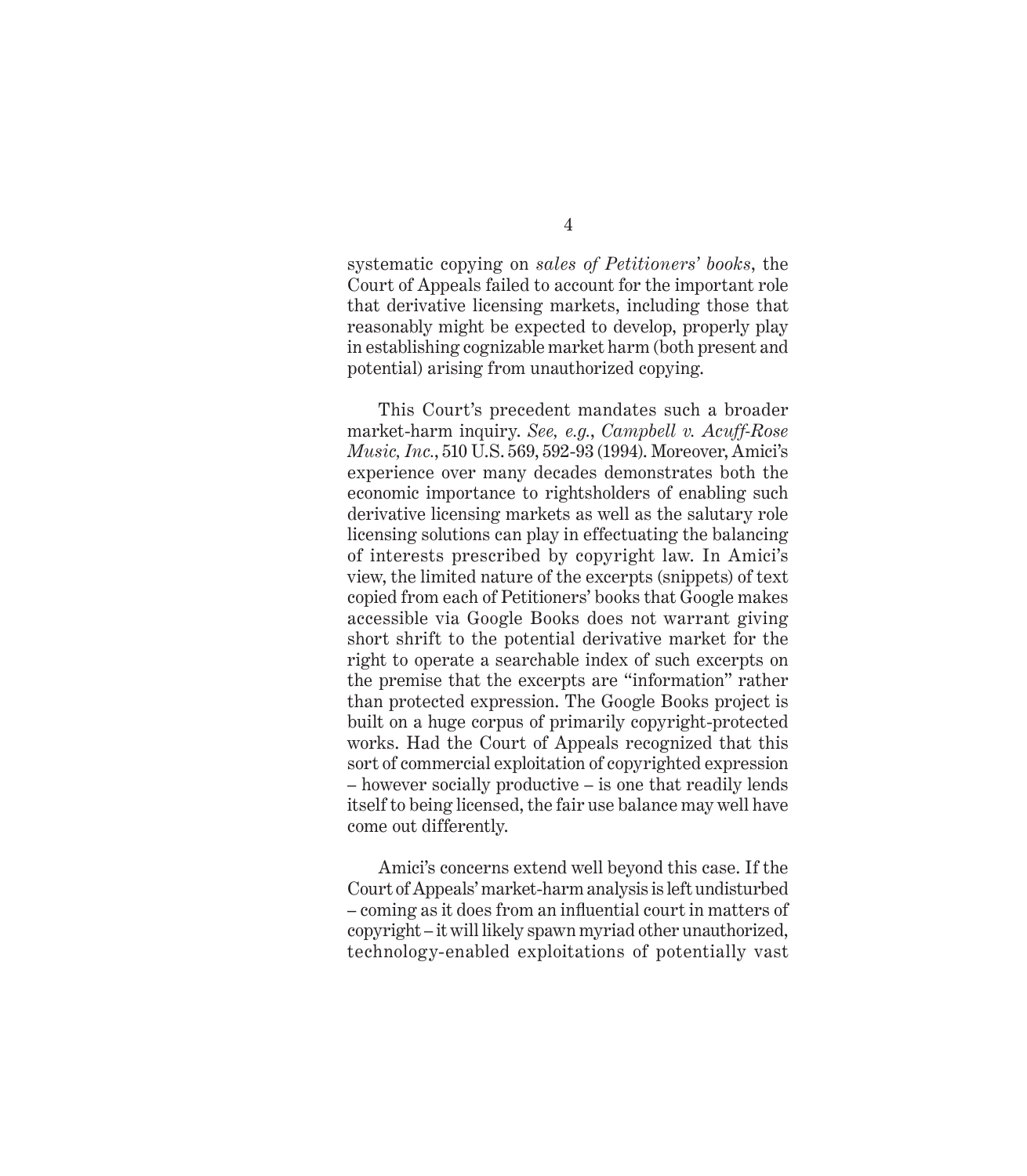systematic copying on *sales of Petitioners' books*, the Court of Appeals failed to account for the important role that derivative licensing markets, including those that reasonably might be expected to develop, properly play in establishing cognizable market harm (both present and potential) arising from unauthorized copying.

This Court's precedent mandates such a broader market-harm inquiry. *See, e.g.*, *Campbell v. Acuff-Rose Music, Inc.*, 510 U.S. 569, 592-93 (1994). Moreover, Amici's experience over many decades demonstrates both the economic importance to rightsholders of enabling such derivative licensing markets as well as the salutary role licensing solutions can play in effectuating the balancing of interests prescribed by copyright law. In Amici's view, the limited nature of the excerpts (snippets) of text copied from each of Petitioners' books that Google makes accessible via Google Books does not warrant giving short shrift to the potential derivative market for the right to operate a searchable index of such excerpts on the premise that the excerpts are "information" rather than protected expression. The Google Books project is built on a huge corpus of primarily copyright-protected works. Had the Court of Appeals recognized that this sort of commercial exploitation of copyrighted expression – however socially productive – is one that readily lends itself to being licensed, the fair use balance may well have come out differently.

Amici's concerns extend well beyond this case. If the Court of Appeals' market-harm analysis is left undisturbed – coming as it does from an influential court in matters of copyright – it will likely spawn myriad other unauthorized, technology-enabled exploitations of potentially vast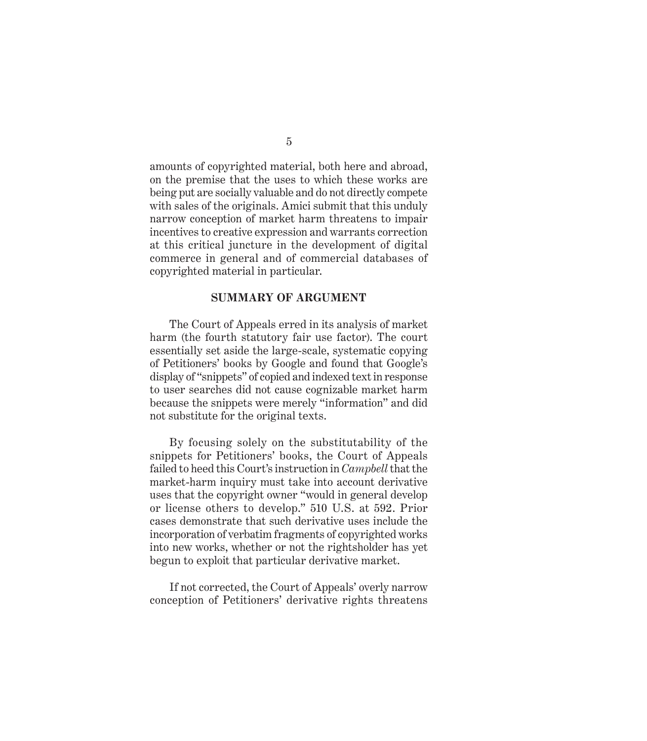amounts of copyrighted material, both here and abroad, on the premise that the uses to which these works are being put are socially valuable and do not directly compete with sales of the originals. Amici submit that this unduly narrow conception of market harm threatens to impair incentives to creative expression and warrants correction at this critical juncture in the development of digital commerce in general and of commercial databases of copyrighted material in particular.

## SUMMARY OF ARGUMENT

The Court of Appeals erred in its analysis of market harm (the fourth statutory fair use factor). The court essentially set aside the large-scale, systematic copying of Petitioners' books by Google and found that Google's display of "snippets" of copied and indexed text in response to user searches did not cause cognizable market harm because the snippets were merely "information" and did not substitute for the original texts.

By focusing solely on the substitutability of the snippets for Petitioners' books, the Court of Appeals failed to heed this Court's instruction in *Campbell* that the market-harm inquiry must take into account derivative uses that the copyright owner "would in general develop or license others to develop." 510 U.S. at 592. Prior cases demonstrate that such derivative uses include the incorporation of verbatim fragments of copyrighted works into new works, whether or not the rightsholder has yet begun to exploit that particular derivative market.

If not corrected, the Court of Appeals' overly narrow conception of Petitioners' derivative rights threatens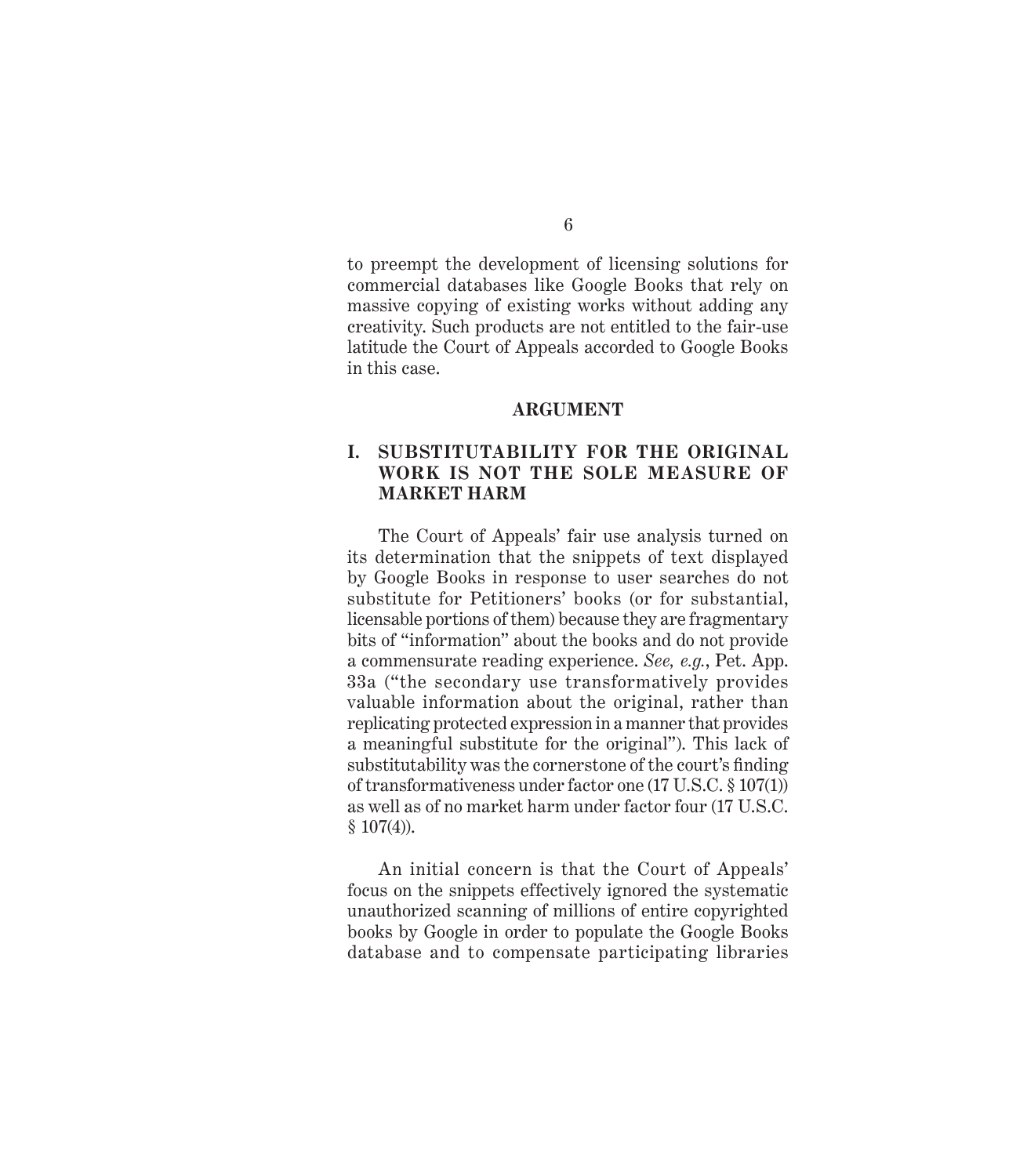to preempt the development of licensing solutions for commercial databases like Google Books that rely on massive copying of existing works without adding any creativity. Such products are not entitled to the fair-use latitude the Court of Appeals accorded to Google Books in this case.

## ARGUMENT

### I. SUBSTITUTABILITY FOR THE ORIGINAL WORK IS NOT THE SOLE MEASURE OF MARKET HARM

The Court of Appeals' fair use analysis turned on its determination that the snippets of text displayed by Google Books in response to user searches do not substitute for Petitioners' books (or for substantial, licensable portions of them) because they are fragmentary bits of "information" about the books and do not provide a commensurate reading experience. *See, e.g.*, Pet. App. 33a ("the secondary use transformatively provides valuable information about the original, rather than replicating protected expression in a manner that provides a meaningful substitute for the original"). This lack of substitutability was the cornerstone of the court's finding of transformativeness under factor one (17 U.S.C. § 107(1)) as well as of no market harm under factor four (17 U.S.C. § 107(4)).

An initial concern is that the Court of Appeals' focus on the snippets effectively ignored the systematic unauthorized scanning of millions of entire copyrighted books by Google in order to populate the Google Books database and to compensate participating libraries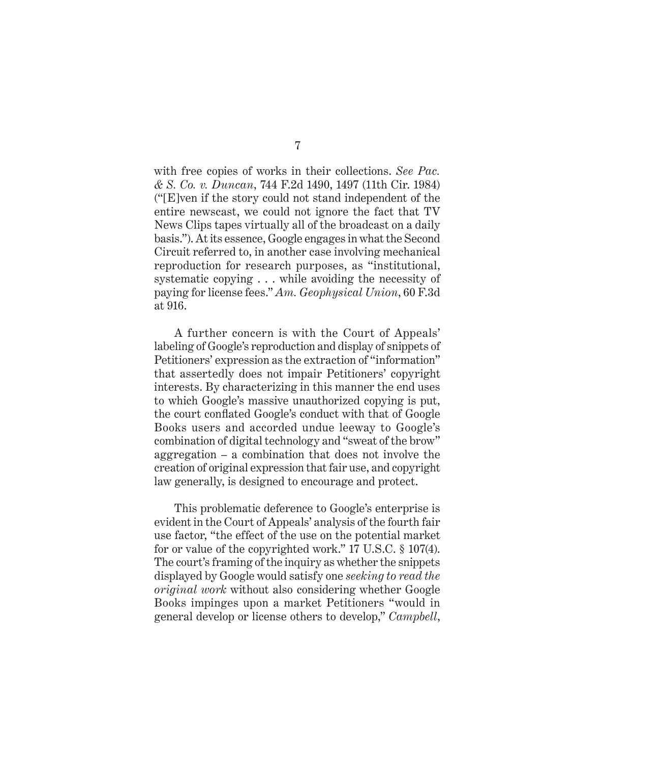with free copies of works in their collections. *See Pac. & S. Co. v. Duncan*, 744 F.2d 1490, 1497 (11th Cir. 1984) ("[E]ven if the story could not stand independent of the entire newscast, we could not ignore the fact that TV News Clips tapes virtually all of the broadcast on a daily basis."). At its essence, Google engages in what the Second Circuit referred to, in another case involving mechanical reproduction for research purposes, as "institutional, systematic copying . . . while avoiding the necessity of paying for license fees." *Am. Geophysical Union*, 60 F.3d at 916.

A further concern is with the Court of Appeals' labeling of Google's reproduction and display of snippets of Petitioners' expression as the extraction of "information" that assertedly does not impair Petitioners' copyright interests. By characterizing in this manner the end uses to which Google's massive unauthorized copying is put, the court conflated Google's conduct with that of Google Books users and accorded undue leeway to Google's combination of digital technology and "sweat of the brow" aggregation – a combination that does not involve the creation of original expression that fair use, and copyright law generally, is designed to encourage and protect.

This problematic deference to Google's enterprise is evident in the Court of Appeals' analysis of the fourth fair use factor, "the effect of the use on the potential market for or value of the copyrighted work." 17 U.S.C. § 107(4). The court's framing of the inquiry as whether the snippets displayed by Google would satisfy one *seeking to read the original work* without also considering whether Google Books impinges upon a market Petitioners "would in general develop or license others to develop," *Campbell*,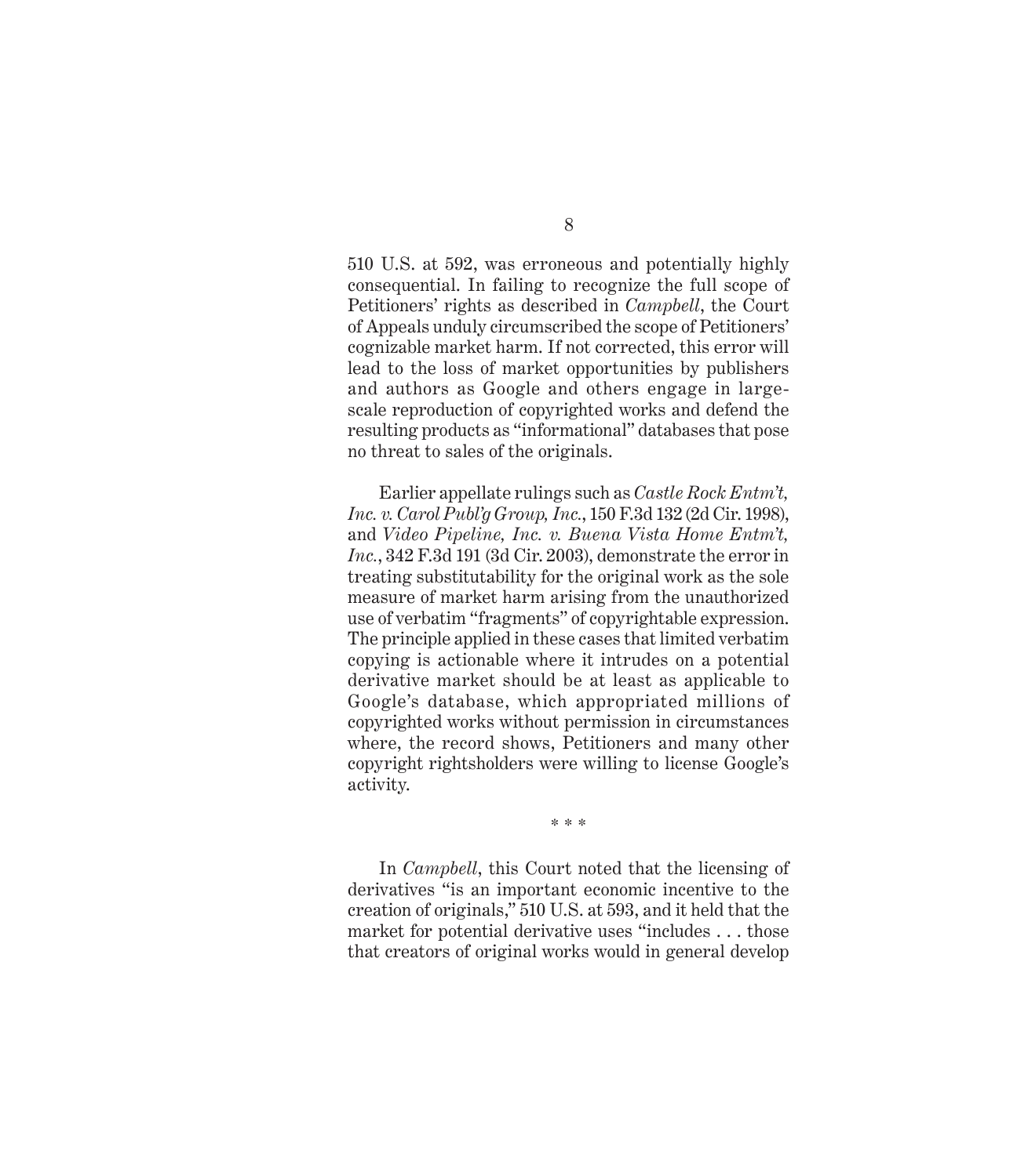510 U.S. at 592, was erroneous and potentially highly consequential. In failing to recognize the full scope of Petitioners' rights as described in *Campbell*, the Court of Appeals unduly circumscribed the scope of Petitioners' cognizable market harm. If not corrected, this error will lead to the loss of market opportunities by publishers and authors as Google and others engage in large-scale reproduction of copyrighted works and defend the resulting products as "informational" databases that pose no threat to sales of the originals.

Earlier appellate rulings such as *Castle Rock Entm't, Inc. v. Carol Publ'g Group, Inc.*, 150 F.3d 132 (2d Cir. 1998), and *Video Pipeline, Inc. v. Buena Vista Home Entm't, Inc.*, 342 F.3d 191 (3d Cir. 2003), demonstrate the error in treating substitutability for the original work as the sole measure of market harm arising from the unauthorized use of verbatim "fragments" of copyrightable expression. The principle applied in these cases that limited verbatim copying is actionable where it intrudes on a potential derivative market should be at least as applicable to Google's database, which appropriated millions of copyrighted works without permission in circumstances where, the record shows, Petitioners and many other copyright rightsholders were willing to license Google's activity.

\* \* \*

In *Campbell*, this Court noted that the licensing of derivatives "is an important economic incentive to the creation of originals," 510 U.S. at 593, and it held that the market for potential derivative uses "includes . . . those that creators of original works would in general develop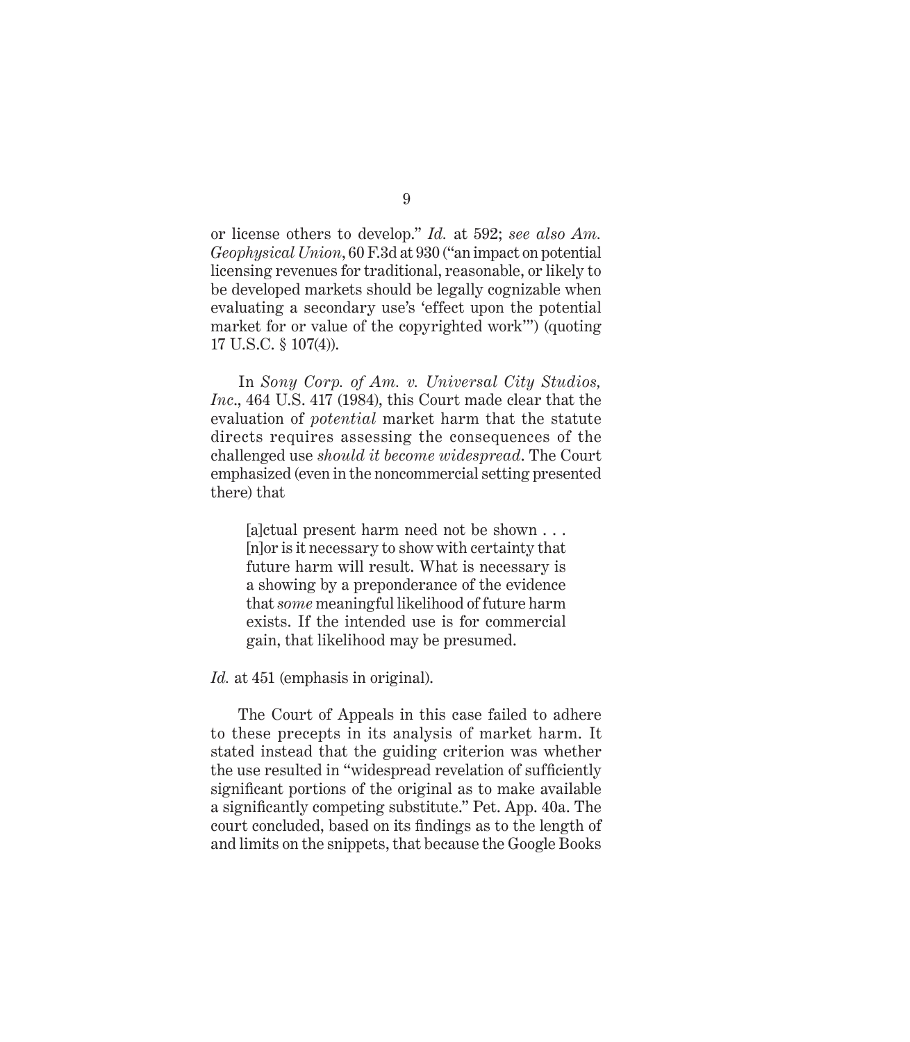or license others to develop." *Id.* at 592; *see also Am. Geophysical Union*, 60 F.3d at 930 ("an impact on potential licensing revenues for traditional, reasonable, or likely to be developed markets should be legally cognizable when evaluating a secondary use's 'effect upon the potential market for or value of the copyrighted work'") (quoting 17 U.S.C. § 107(4)).

In *Sony Corp. of Am. v. Universal City Studios, Inc.*, 464 U.S. 417 (1984), this Court made clear that the evaluation of *potential* market harm that the statute directs requires assessing the consequences of the challenged use *should it become widespread*. The Court emphasized (even in the noncommercial setting presented there) that

> [a]ctual present harm need not be shown . . . [n]or is it necessary to show with certainty that future harm will result. What is necessary is a showing by a preponderance of the evidence that *some* meaningful likelihood of future harm exists. If the intended use is for commercial gain, that likelihood may be presumed.

*Id.* at 451 (emphasis in original).

The Court of Appeals in this case failed to adhere to these precepts in its analysis of market harm. It stated instead that the guiding criterion was whether the use resulted in "widespread revelation of sufficiently significant portions of the original as to make available a significantly competing substitute." Pet. App. 40a. The court concluded, based on its findings as to the length of and limits on the snippets, that because the Google Books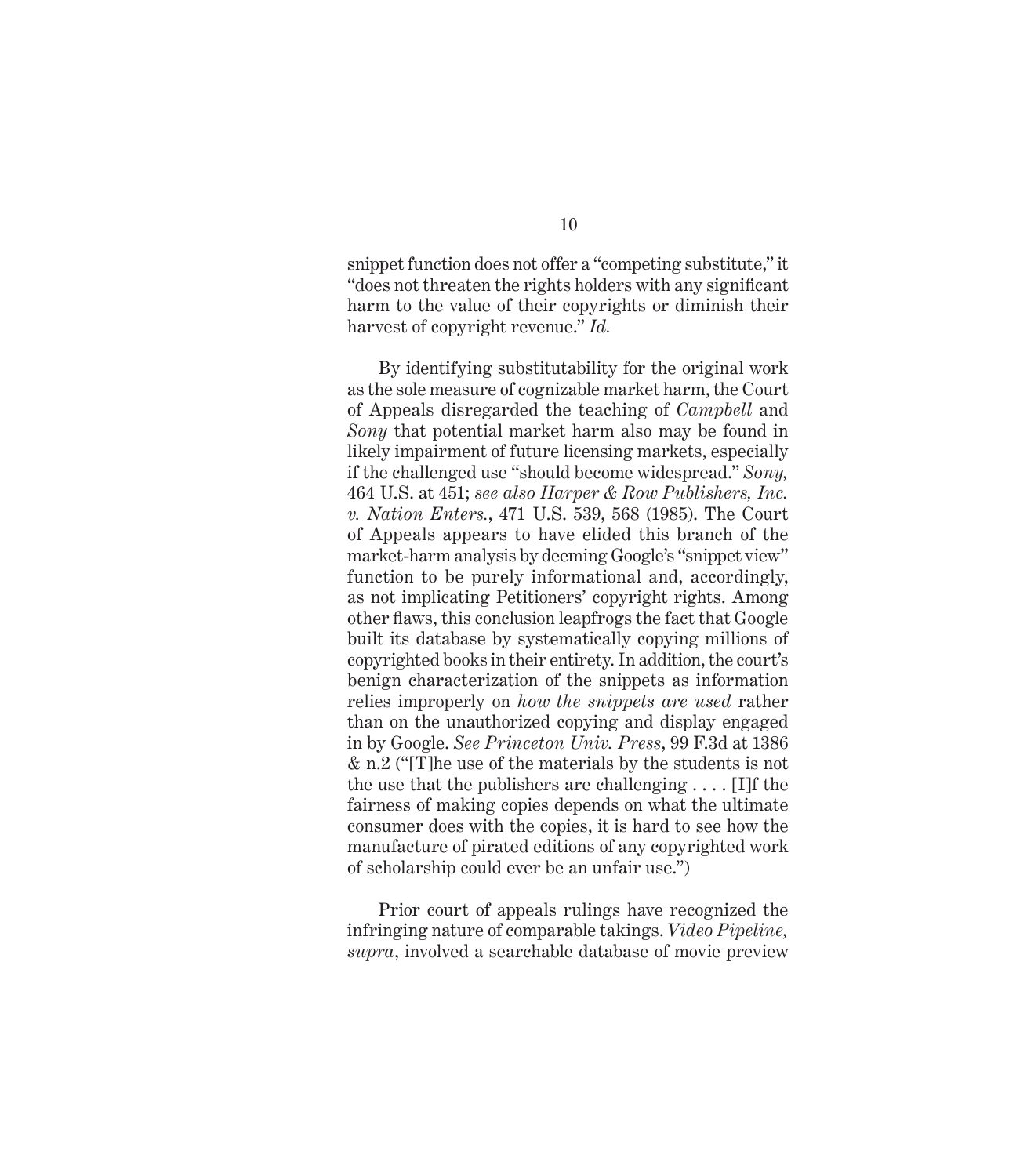snippet function does not offer a "competing substitute," it "does not threaten the rights holders with any significant harm to the value of their copyrights or diminish their harvest of copyright revenue." *Id.*

By identifying substitutability for the original work as the sole measure of cognizable market harm, the Court of Appeals disregarded the teaching of *Campbell* and *Sony* that potential market harm also may be found in likely impairment of future licensing markets, especially if the challenged use "should become widespread." *Sony,* 464 U.S. at 451; *see also Harper & Row Publishers, Inc. v. Nation Enters.*, 471 U.S. 539, 568 (1985). The Court of Appeals appears to have elided this branch of the market-harm analysis by deeming Google's "snippet view" function to be purely informational and, accordingly, as not implicating Petitioners' copyright rights. Among other flaws, this conclusion leapfrogs the fact that Google built its database by systematically copying millions of copyrighted books in their entirety. In addition, the court's benign characterization of the snippets as information relies improperly on *how the snippets are used* rather than on the unauthorized copying and display engaged in by Google. *See Princeton Univ. Press*, 99 F.3d at 1386 & n.2 ("[T]he use of the materials by the students is not the use that the publishers are challenging . . . . [I]f the fairness of making copies depends on what the ultimate consumer does with the copies, it is hard to see how the manufacture of pirated editions of any copyrighted work of scholarship could ever be an unfair use.")

Prior court of appeals rulings have recognized the infringing nature of comparable takings. *Video Pipeline, supra*, involved a searchable database of movie preview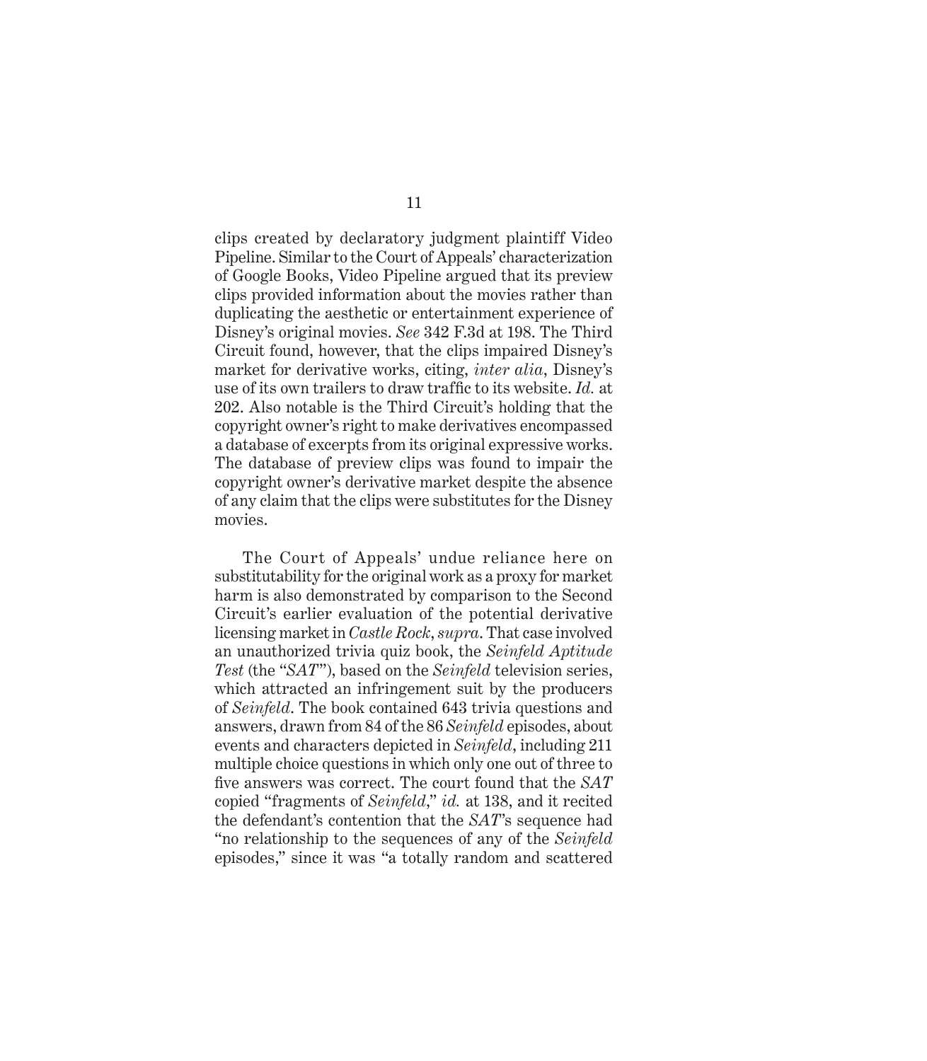clips created by declaratory judgment plaintiff Video Pipeline. Similar to the Court of Appeals' characterization of Google Books, Video Pipeline argued that its preview clips provided information about the movies rather than duplicating the aesthetic or entertainment experience of Disney's original movies. *See* 342 F.3d at 198. The Third Circuit found, however, that the clips impaired Disney's market for derivative works, citing, *inter alia*, Disney's use of its own trailers to draw traffic to its website. *Id.* at 202. Also notable is the Third Circuit's holding that the copyright owner's right to make derivatives encompassed a database of excerpts from its original expressive works. The database of preview clips was found to impair the copyright owner's derivative market despite the absence of any claim that the clips were substitutes for the Disney movies.

The Court of Appeals' undue reliance here on substitutability for the original work as a proxy for market harm is also demonstrated by comparison to the Second Circuit's earlier evaluation of the potential derivative licensing market in *Castle Rock*, *supra*. That case involved an unauthorized trivia quiz book, the *Seinfeld Aptitude Test* (the "*SAT*"), based on the *Seinfeld* television series, which attracted an infringement suit by the producers of *Seinfeld*. The book contained 643 trivia questions and answers, drawn from 84 of the 86 *Seinfeld* episodes, about events and characters depicted in *Seinfeld*, including 211 multiple choice questions in which only one out of three to five answers was correct. The court found that the *SAT* copied "fragments of *Seinfeld*," *id.* at 138, and it recited the defendant's contention that the *SAT*'s sequence had "no relationship to the sequences of any of the *Seinfeld* episodes," since it was "a totally random and scattered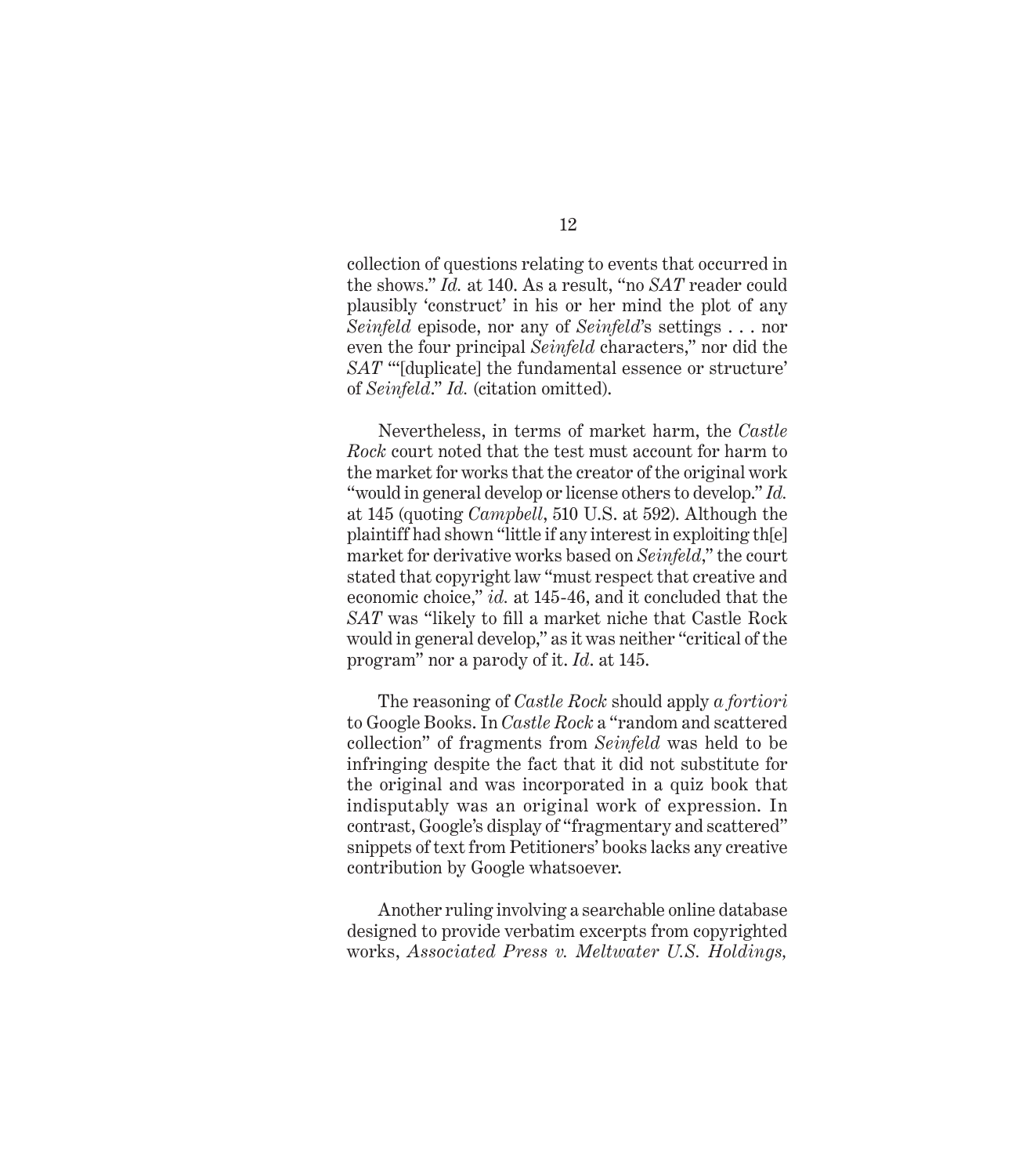collection of questions relating to events that occurred in the shows." *Id.* at 140. As a result, "no *SAT* reader could plausibly 'construct' in his or her mind the plot of any *Seinfeld* episode, nor any of *Seinfeld*'s settings . . . nor even the four principal *Seinfeld* characters," nor did the *SAT* "'[duplicate] the fundamental essence or structure' of *Seinfeld*." *Id.* (citation omitted).

Nevertheless, in terms of market harm, the *Castle Rock* court noted that the test must account for harm to the market for works that the creator of the original work "would in general develop or license others to develop." *Id.* at 145 (quoting *Campbell*, 510 U.S. at 592). Although the plaintiff had shown "little if any interest in exploiting th[e] market for derivative works based on *Seinfeld*," the court stated that copyright law "must respect that creative and economic choice," *id.* at 145-46, and it concluded that the *SAT* was "likely to fill a market niche that Castle Rock would in general develop," as it was neither "critical of the program" nor a parody of it. *Id*. at 145.

The reasoning of *Castle Rock* should apply *a fortiori* to Google Books. In *Castle Rock* a "random and scattered collection" of fragments from *Seinfeld* was held to be infringing despite the fact that it did not substitute for the original and was incorporated in a quiz book that indisputably was an original work of expression. In contrast, Google's display of "fragmentary and scattered" snippets of text from Petitioners' books lacks any creative contribution by Google whatsoever.

Another ruling involving a searchable online database designed to provide verbatim excerpts from copyrighted works, *Associated Press v. Meltwater U.S. Holdings,*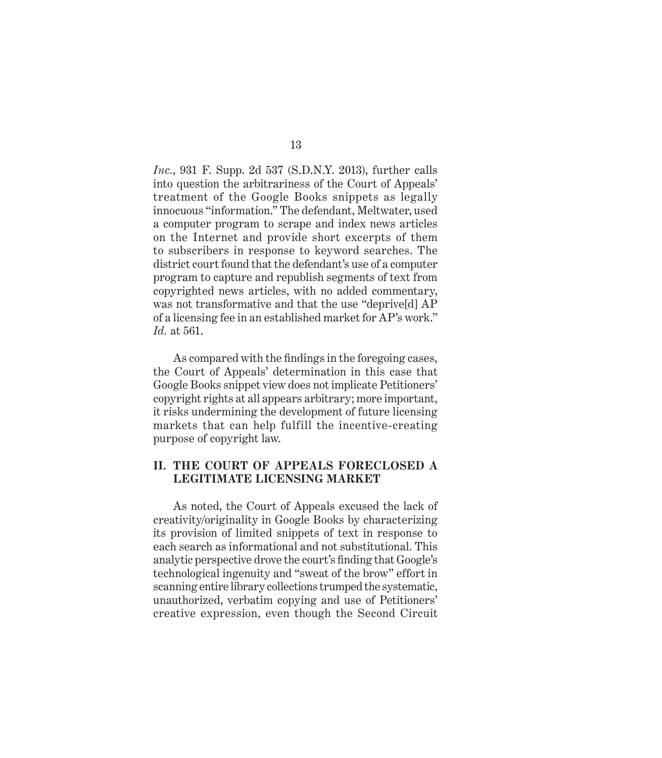*Inc.*, 931 F. Supp. 2d 537 (S.D.N.Y. 2013), further calls into question the arbitrariness of the Court of Appeals' treatment of the Google Books snippets as legally innocuous "information." The defendant, Meltwater, used a computer program to scrape and index news articles on the Internet and provide short excerpts of them to subscribers in response to keyword searches. The district court found that the defendant's use of a computer program to capture and republish segments of text from copyrighted news articles, with no added commentary, was not transformative and that the use "deprive[d] AP of a licensing fee in an established market for AP's work." *Id.* at 561.

As compared with the findings in the foregoing cases, the Court of Appeals' determination in this case that Google Books snippet view does not implicate Petitioners' copyright rights at all appears arbitrary; more important, it risks undermining the development of future licensing markets that can help fulfill the incentive-creating purpose of copyright law.

## II. THE COURT OF APPEALS FORECLOSED A LEGITIMATE LICENSING MARKET

As noted, the Court of Appeals excused the lack of creativity/originality in Google Books by characterizing its provision of limited snippets of text in response to each search as informational and not substitutional. This analytic perspective drove the court's finding that Google's technological ingenuity and "sweat of the brow" effort in scanning entire library collections trumped the systematic, unauthorized, verbatim copying and use of Petitioners' creative expression, even though the Second Circuit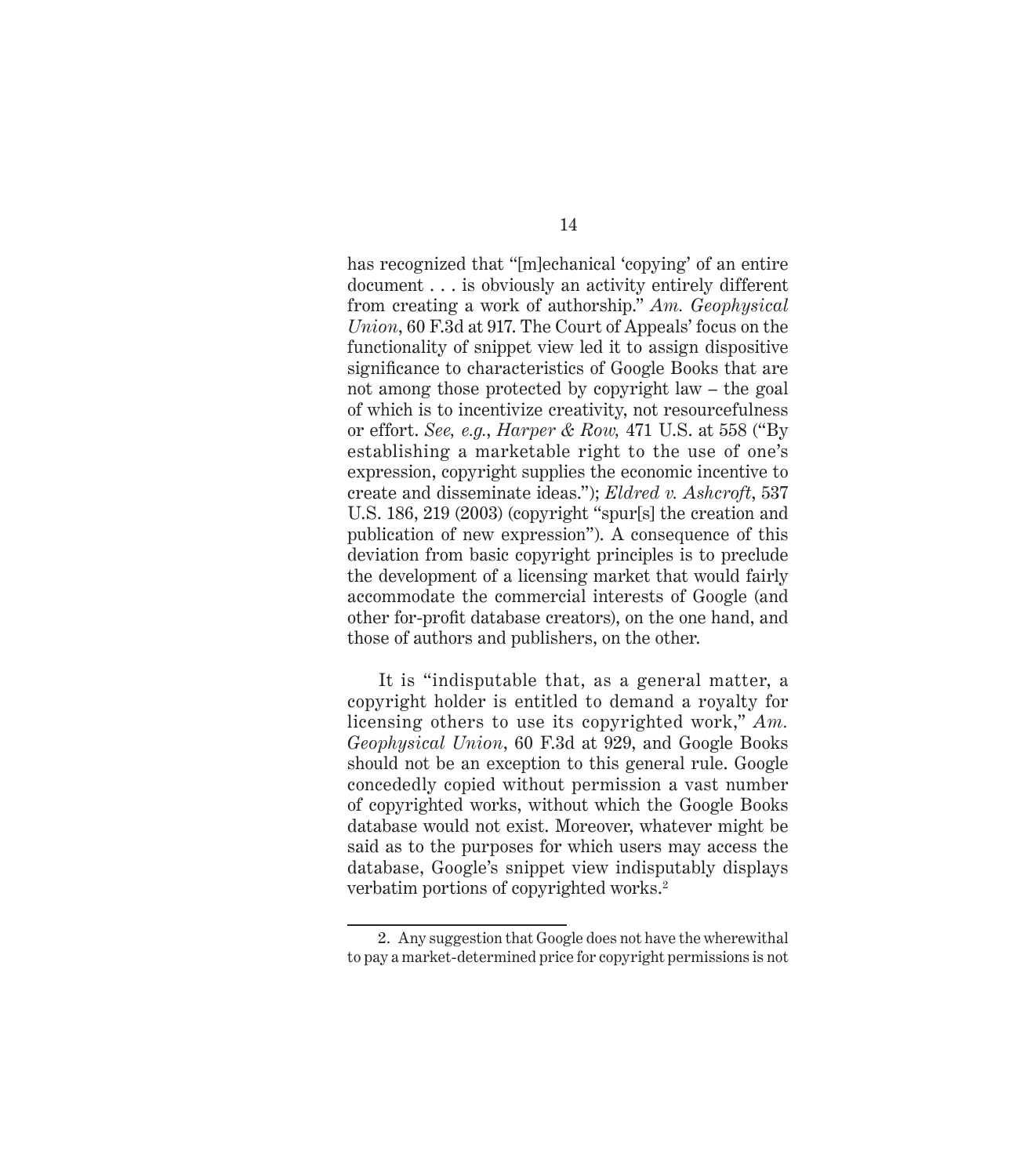has recognized that "[m]echanical 'copying' of an entire document . . . is obviously an activity entirely different from creating a work of authorship." *Am. Geophysical Union*, 60 F.3d at 917. The Court of Appeals' focus on the functionality of snippet view led it to assign dispositive significance to characteristics of Google Books that are not among those protected by copyright law – the goal of which is to incentivize creativity, not resourcefulness or effort. *See, e.g.*, *Harper & Row,* 471 U.S. at 558 ("By establishing a marketable right to the use of one's expression, copyright supplies the economic incentive to create and disseminate ideas."); *Eldred v. Ashcroft*, 537 U.S. 186, 219 (2003) (copyright "spur[s] the creation and publication of new expression"). A consequence of this deviation from basic copyright principles is to preclude the development of a licensing market that would fairly accommodate the commercial interests of Google (and other for-profit database creators), on the one hand, and those of authors and publishers, on the other.

It is "indisputable that, as a general matter, a copyright holder is entitled to demand a royalty for licensing others to use its copyrighted work," *Am. Geophysical Union*, 60 F.3d at 929, and Google Books should not be an exception to this general rule. Google concededly copied without permission a vast number of copyrighted works, without which the Google Books database would not exist. Moreover, whatever might be said as to the purposes for which users may access the database, Google's snippet view indisputably displays verbatim portions of copyrighted works.[2]

---

2. Any suggestion that Google does not have the wherewithal to pay a market-determined price for copyright permissions is not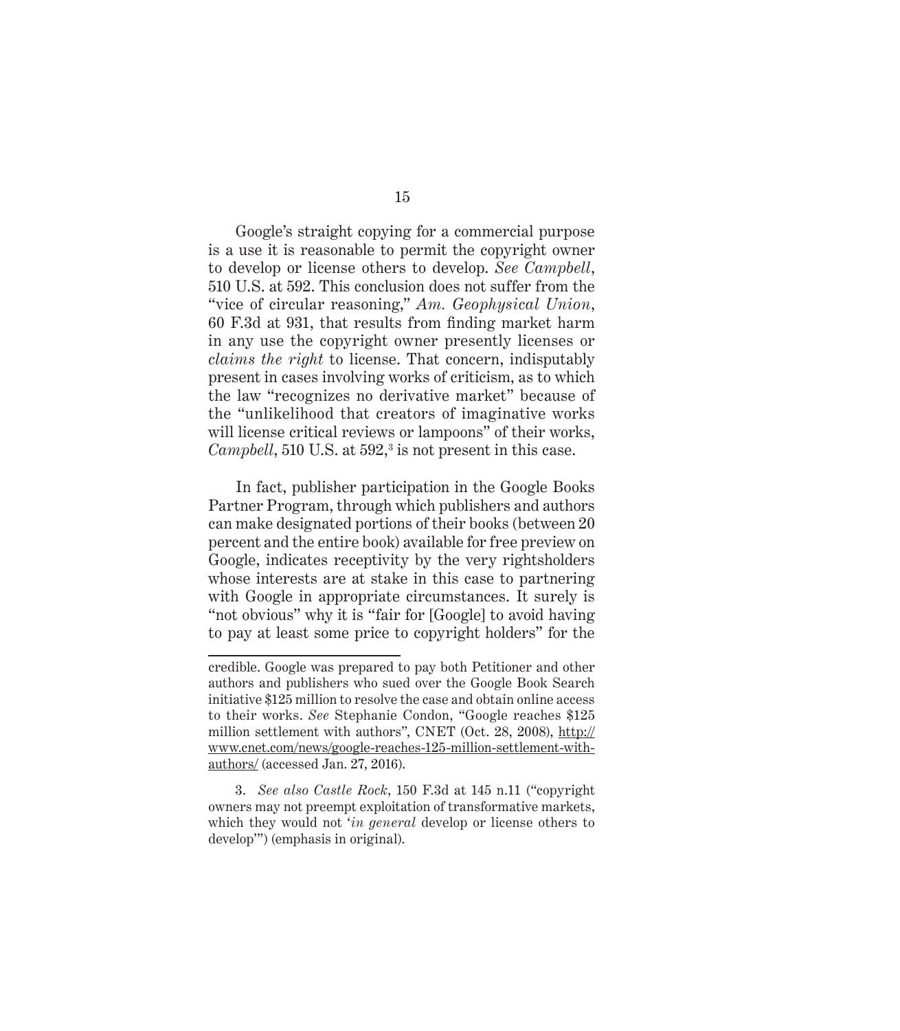Google's straight copying for a commercial purpose is a use it is reasonable to permit the copyright owner to develop or license others to develop. *See Campbell*, 510 U.S. at 592. This conclusion does not suffer from the "vice of circular reasoning," *Am. Geophysical Union*, 60 F.3d at 931, that results from finding market harm in any use the copyright owner presently licenses or *claims the right* to license. That concern, indisputably present in cases involving works of criticism, as to which the law "recognizes no derivative market" because of the "unlikelihood that creators of imaginative works will license critical reviews or lampoons" of their works, *Campbell*, 510 U.S. at 592,[3] is not present in this case.

In fact, publisher participation in the Google Books Partner Program, through which publishers and authors can make designated portions of their books (between 20 percent and the entire book) available for free preview on Google, indicates receptivity by the very rightsholders whose interests are at stake in this case to partnering with Google in appropriate circumstances. It surely is "not obvious" why it is "fair for [Google] to avoid having to pay at least some price to copyright holders" for the

---

credible. Google was prepared to pay both Petitioner and other authors and publishers who sued over the Google Book Search initiative $125 million to resolve the case and obtain online access to their works. *See* Stephanie Condon, "Google reaches $125 million settlement with authors", CNET (Oct. 28, 2008), http://www.cnet.com/news/google-reaches-125-million-settlement-with-authors/ (accessed Jan. 27, 2016).

3. *See also Castle Rock*, 150 F.3d at 145 n.11 ("copyright owners may not preempt exploitation of transformative markets, which they would not '*in general* develop or license others to develop'") (emphasis in original).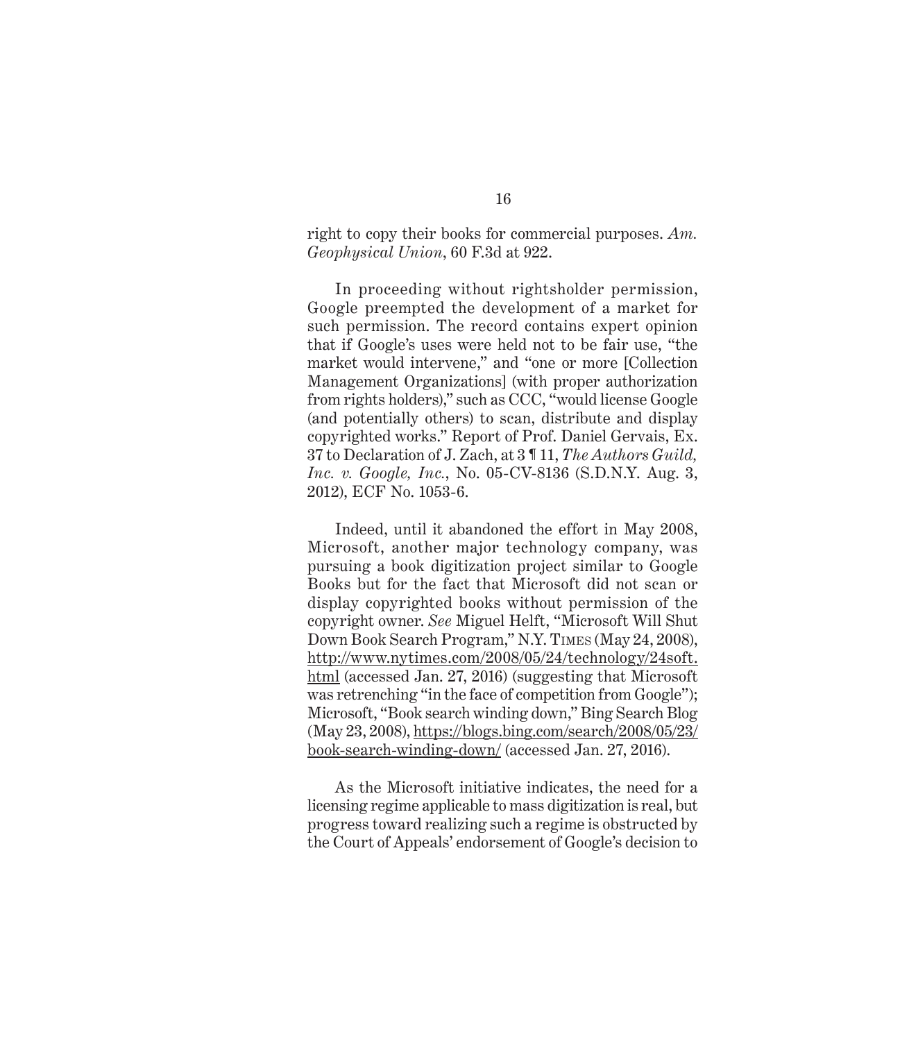right to copy their books for commercial purposes. *Am. Geophysical Union*, 60 F.3d at 922.

In proceeding without rightsholder permission, Google preempted the development of a market for such permission. The record contains expert opinion that if Google's uses were held not to be fair use, "the market would intervene," and "one or more [Collection Management Organizations] (with proper authorization from rights holders)," such as CCC, "would license Google (and potentially others) to scan, distribute and display copyrighted works." Report of Prof. Daniel Gervais, Ex. 37 to Declaration of J. Zach, at 3 ¶ 11, *The Authors Guild, Inc. v. Google, Inc.*, No. 05-CV-8136 (S.D.N.Y. Aug. 3, 2012), ECF No. 1053-6.

Indeed, until it abandoned the effort in May 2008, Microsoft, another major technology company, was pursuing a book digitization project similar to Google Books but for the fact that Microsoft did not scan or display copyrighted books without permission of the copyright owner. *See* Miguel Helft, "Microsoft Will Shut Down Book Search Program," N.Y. Times (May 24, 2008), http://www.nytimes.com/2008/05/24/technology/24soft.html (accessed Jan. 27, 2016) (suggesting that Microsoft was retrenching "in the face of competition from Google"); Microsoft, "Book search winding down," Bing Search Blog (May 23, 2008), https://blogs.bing.com/search/2008/05/23/book-search-winding-down/ (accessed Jan. 27, 2016).

As the Microsoft initiative indicates, the need for a licensing regime applicable to mass digitization is real, but progress toward realizing such a regime is obstructed by the Court of Appeals' endorsement of Google's decision to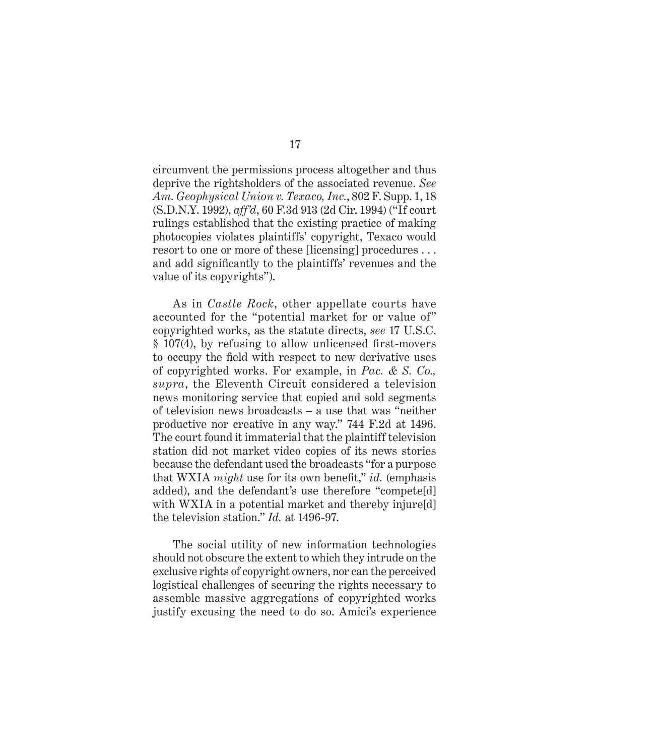circumvent the permissions process altogether and thus deprive the rightsholders of the associated revenue. *See Am. Geophysical Union v. Texaco, Inc.*, 802 F. Supp. 1, 18 (S.D.N.Y. 1992), *aff'd*, 60 F.3d 913 (2d Cir. 1994) ("If court rulings established that the existing practice of making photocopies violates plaintiffs' copyright, Texaco would resort to one or more of these [licensing] procedures . . . and add significantly to the plaintiffs' revenues and the value of its copyrights").

As in *Castle Rock*, other appellate courts have accounted for the "potential market for or value of" copyrighted works, as the statute directs, *see* 17 U.S.C. § 107(4), by refusing to allow unlicensed first-movers to occupy the field with respect to new derivative uses of copyrighted works. For example, in *Pac. & S. Co., supra*, the Eleventh Circuit considered a television news monitoring service that copied and sold segments of television news broadcasts – a use that was "neither productive nor creative in any way." 744 F.2d at 1496. The court found it immaterial that the plaintiff television station did not market video copies of its news stories because the defendant used the broadcasts "for a purpose that WXIA *might* use for its own benefit," *id.* (emphasis added), and the defendant's use therefore "compete[d] with WXIA in a potential market and thereby injure[d] the television station." *Id.* at 1496-97.

The social utility of new information technologies should not obscure the extent to which they intrude on the exclusive rights of copyright owners, nor can the perceived logistical challenges of securing the rights necessary to assemble massive aggregations of copyrighted works justify excusing the need to do so. Amici's experience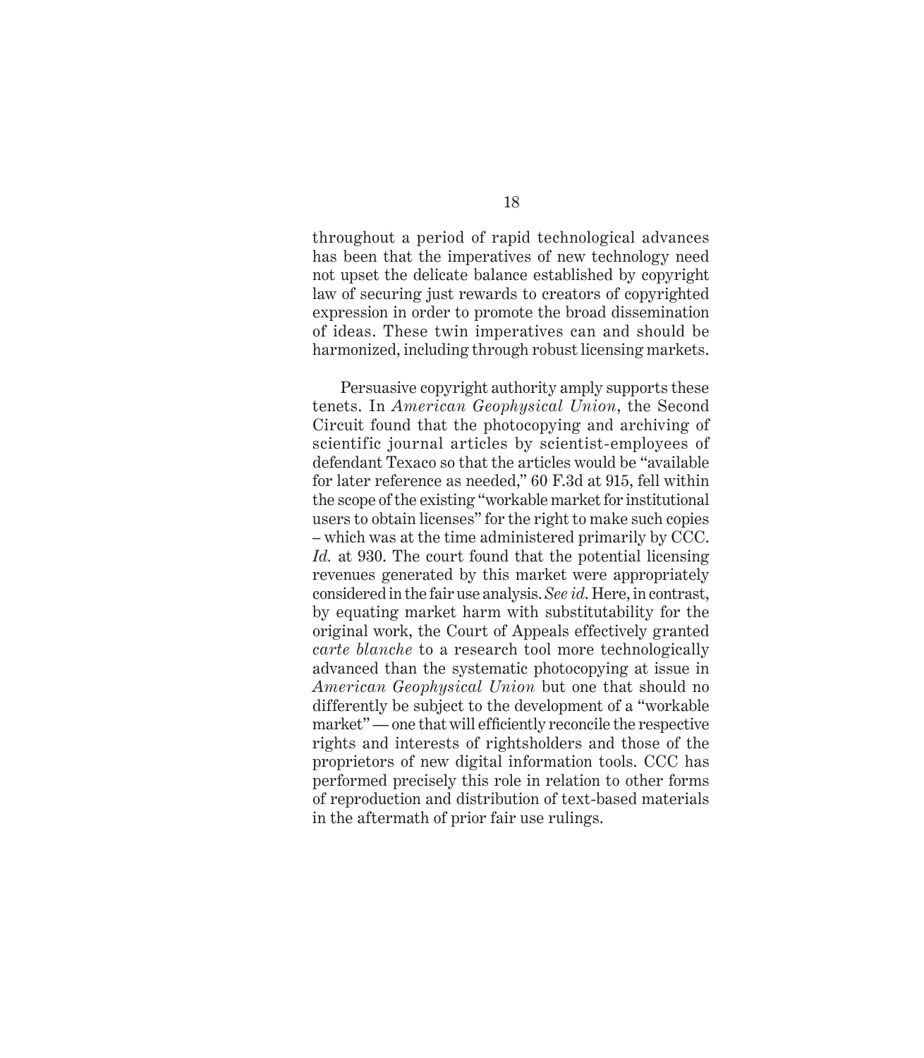throughout a period of rapid technological advances has been that the imperatives of new technology need not upset the delicate balance established by copyright law of securing just rewards to creators of copyrighted expression in order to promote the broad dissemination of ideas. These twin imperatives can and should be harmonized, including through robust licensing markets.

Persuasive copyright authority amply supports these tenets. In *American Geophysical Union*, the Second Circuit found that the photocopying and archiving of scientific journal articles by scientist-employees of defendant Texaco so that the articles would be "available for later reference as needed," 60 F.3d at 915, fell within the scope of the existing "workable market for institutional users to obtain licenses" for the right to make such copies – which was at the time administered primarily by CCC. *Id.* at 930. The court found that the potential licensing revenues generated by this market were appropriately considered in the fair use analysis. *See id.* Here, in contrast, by equating market harm with substitutability for the original work, the Court of Appeals effectively granted *carte blanche* to a research tool more technologically advanced than the systematic photocopying at issue in *American Geophysical Union* but one that should no differently be subject to the development of a "workable market" — one that will efficiently reconcile the respective rights and interests of rightsholders and those of the proprietors of new digital information tools. CCC has performed precisely this role in relation to other forms of reproduction and distribution of text-based materials in the aftermath of prior fair use rulings.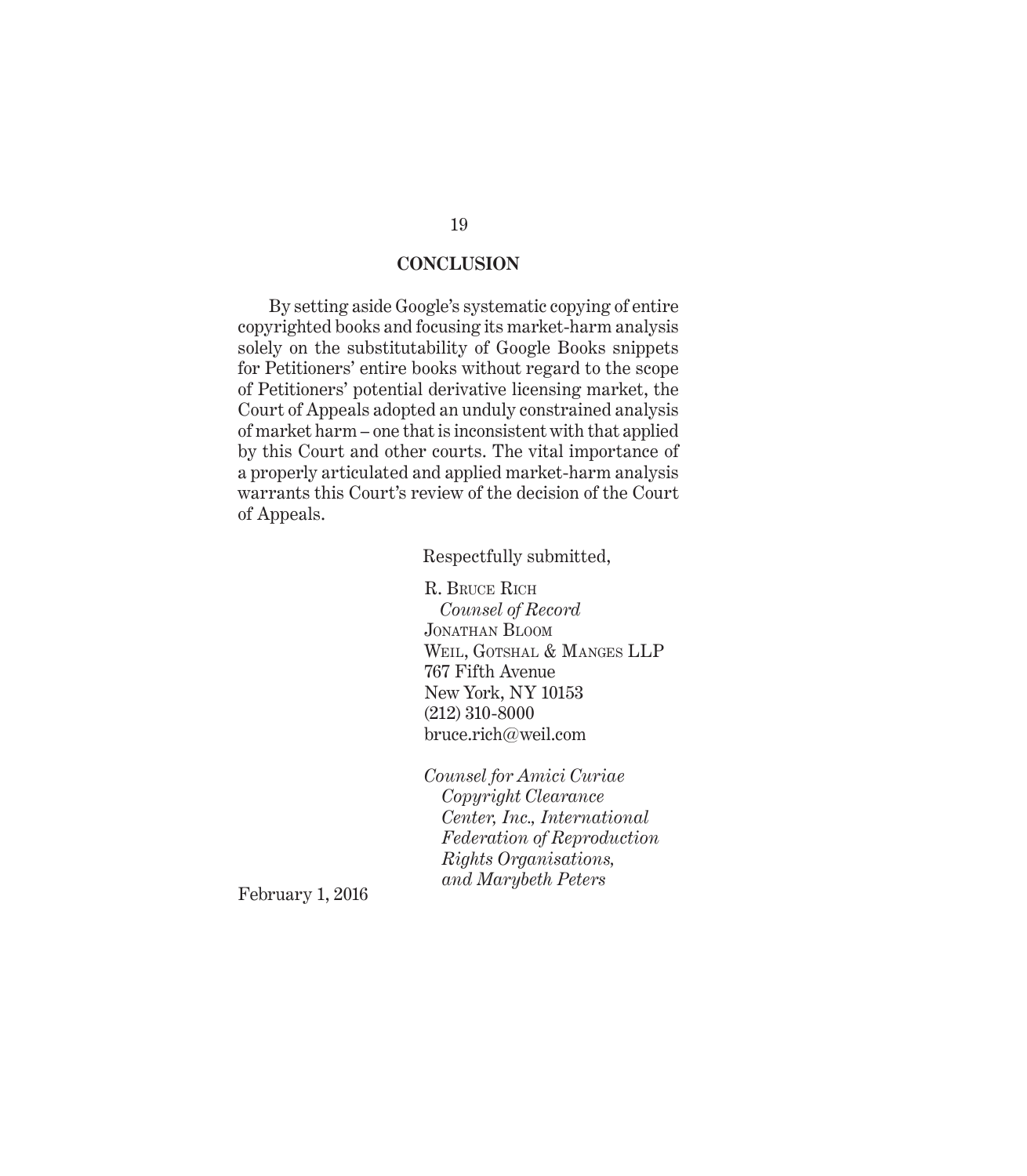## CONCLUSION

By setting aside Google's systematic copying of entire copyrighted books and focusing its market-harm analysis solely on the substitutability of Google Books snippets for Petitioners' entire books without regard to the scope of Petitioners' potential derivative licensing market, the Court of Appeals adopted an unduly constrained analysis of market harm – one that is inconsistent with that applied by this Court and other courts. The vital importance of a properly articulated and applied market-harm analysis warrants this Court's review of the decision of the Court of Appeals.

Respectfully submitted,

R. Bruce Rich
*Counsel of Record*
Jonathan Bloom
Weil, Gotshal & Manges LLP
767 Fifth Avenue
New York, NY 10153
(212) 310-8000
bruce.rich@weil.com

*Counsel for Amici Curiae Copyright Clearance Center, Inc., International Federation of Reproduction Rights Organisations, and Marybeth Peters*

February 1, 2016